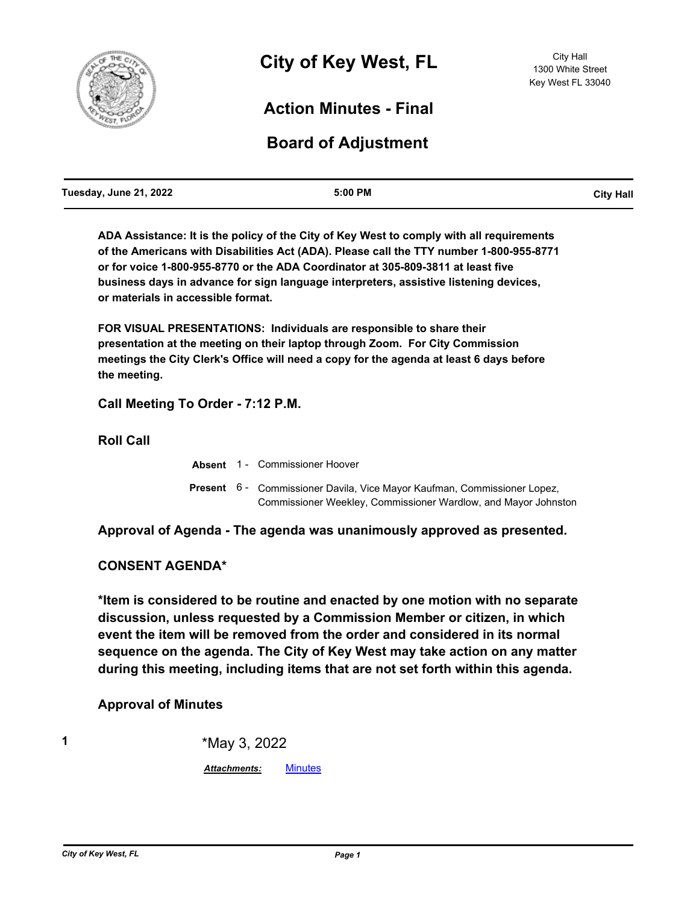# City of Key West, FL

City Hall
1300 White Street
Key West FL 33040

## Action Minutes - Final

## Board of Adjustment

| Tuesday, June 21, 2022 | 5:00 PM | City Hall |
|---|---|---|

**ADA Assistance: It is the policy of the City of Key West to comply with all requirements of the Americans with Disabilities Act (ADA). Please call the TTY number 1-800-955-8771 or for voice 1-800-955-8770 or the ADA Coordinator at 305-809-3811 at least five business days in advance for sign language interpreters, assistive listening devices, or materials in accessible format.**

**FOR VISUAL PRESENTATIONS: Individuals are responsible to share their presentation at the meeting on their laptop through Zoom. For City Commission meetings the City Clerk's Office will need a copy for the agenda at least 6 days before the meeting.**

### Call Meeting To Order - 7:12 P.M.

### Roll Call

**Absent** 1 - Commissioner Hoover

**Present** 6 - Commissioner Davila, Vice Mayor Kaufman, Commissioner Lopez, Commissioner Weekley, Commissioner Wardlow, and Mayor Johnston

### Approval of Agenda - The agenda was unanimously approved as presented.

### CONSENT AGENDA*

**\*Item is considered to be routine and enacted by one motion with no separate discussion, unless requested by a Commission Member or citizen, in which event the item will be removed from the order and considered in its normal sequence on the agenda. The City of Key West may take action on any matter during this meeting, including items that are not set forth within this agenda.**

### Approval of Minutes

**1** *May 3, 2022

*Attachments:* Minutes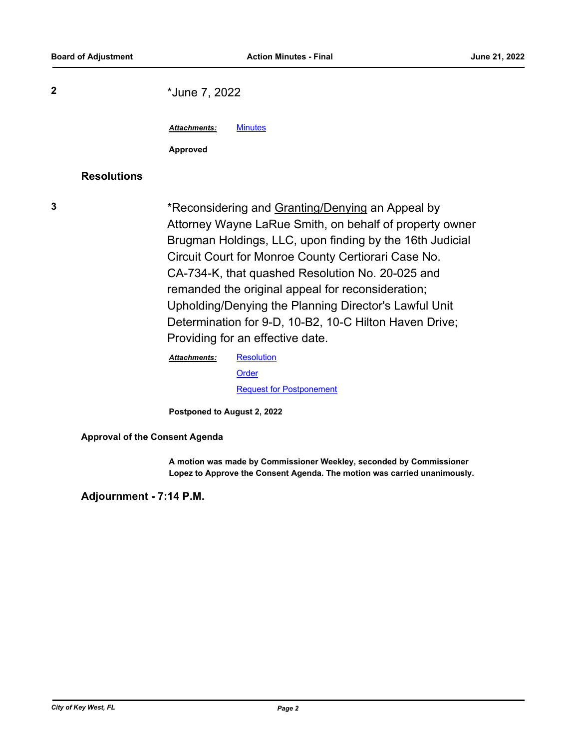**2** *June 7, 2022

***Attachments:*** Minutes

**Approved**

## Resolutions

**3** *Reconsidering and Granting/Denying an Appeal by Attorney Wayne LaRue Smith, on behalf of property owner Brugman Holdings, LLC, upon finding by the 16th Judicial Circuit Court for Monroe County Certiorari Case No. CA-734-K, that quashed Resolution No. 20-025 and remanded the original appeal for reconsideration; Upholding/Denying the Planning Director's Lawful Unit Determination for 9-D, 10-B2, 10-C Hilton Haven Drive; Providing for an effective date.

***Attachments:*** Resolution
Order
Request for Postponement

**Postponed to August 2, 2022**

**Approval of the Consent Agenda**

**A motion was made by Commissioner Weekley, seconded by Commissioner Lopez to Approve the Consent Agenda. The motion was carried unanimously.**

## Adjournment - 7:14 P.M.